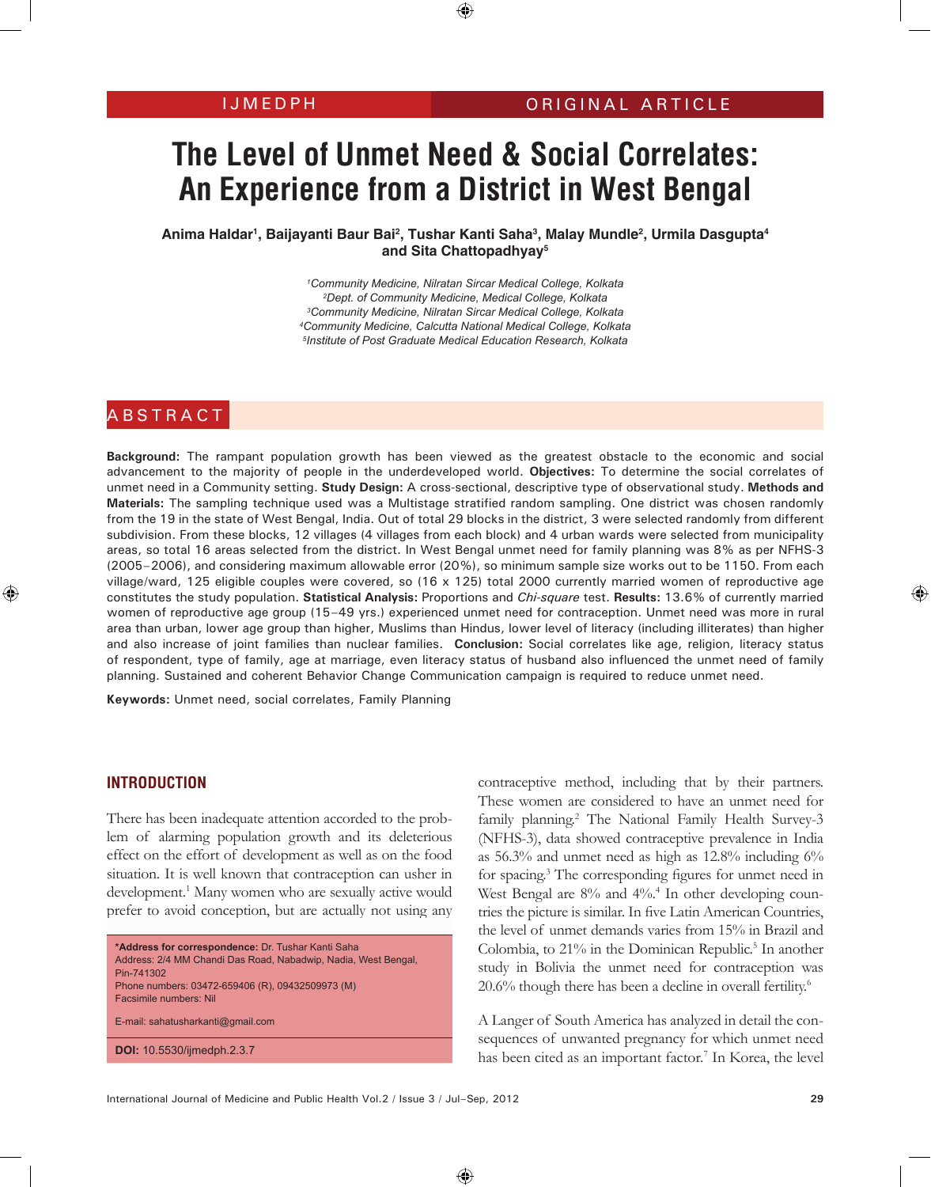IJMEDPH | ORIGINAL ARTICLE

# The Level of Unmet Need & Social Correlates: An Experience from a District in West Bengal

**Anima Haldar[1], Baijayanti Baur Bai[2], Tushar Kanti Saha[3], Malay Mundle[2], Urmila Dasgupta[4] and Sita Chattopadhyay[5]**

[1]Community Medicine, Nilratan Sircar Medical College, Kolkata
[2]Dept. of Community Medicine, Medical College, Kolkata
[3]Community Medicine, Nilratan Sircar Medical College, Kolkata
[4]Community Medicine, Calcutta National Medical College, Kolkata
[5]Institute of Post Graduate Medical Education Research, Kolkata

## ABSTRACT

**Background:** The rampant population growth has been viewed as the greatest obstacle to the economic and social advancement to the majority of people in the underdeveloped world. **Objectives:** To determine the social correlates of unmet need in a Community setting. **Study Design:** A cross-sectional, descriptive type of observational study. **Methods and Materials:** The sampling technique used was a Multistage stratified random sampling. One district was chosen randomly from the 19 in the state of West Bengal, India. Out of total 29 blocks in the district, 3 were selected randomly from different subdivision. From these blocks, 12 villages (4 villages from each block) and 4 urban wards were selected from municipality areas, so total 16 areas selected from the district. In West Bengal unmet need for family planning was 8% as per NFHS-3 (2005–2006), and considering maximum allowable error (20%), so minimum sample size works out to be 1150. From each village/ward, 125 eligible couples were covered, so (16 x 125) total 2000 currently married women of reproductive age constitutes the study population. **Statistical Analysis:** Proportions and *Chi-square* test. **Results:** 13.6% of currently married women of reproductive age group (15–49 yrs.) experienced unmet need for contraception. Unmet need was more in rural area than urban, lower age group than higher, Muslims than Hindus, lower level of literacy (including illiterates) than higher and also increase of joint families than nuclear families. **Conclusion:** Social correlates like age, religion, literacy status of respondent, type of family, age at marriage, even literacy status of husband also influenced the unmet need of family planning. Sustained and coherent Behavior Change Communication campaign is required to reduce unmet need.

**Keywords:** Unmet need, social correlates, Family Planning

## INTRODUCTION

There has been inadequate attention accorded to the problem of alarming population growth and its deleterious effect on the effort of development as well as on the food situation. It is well known that contraception can usher in development.[1] Many women who are sexually active would prefer to avoid conception, but are actually not using any contraceptive method, including that by their partners. These women are considered to have an unmet need for family planning.[2] The National Family Health Survey-3 (NFHS-3), data showed contraceptive prevalence in India as 56.3% and unmet need as high as 12.8% including 6% for spacing.[3] The corresponding figures for unmet need in West Bengal are 8% and 4%.[4] In other developing countries the picture is similar. In five Latin American Countries, the level of unmet demands varies from 15% in Brazil and Colombia, to 21% in the Dominican Republic.[5] In another study in Bolivia the unmet need for contraception was 20.6% though there has been a decline in overall fertility.[6]

A Langer of South America has analyzed in detail the consequences of unwanted pregnancy for which unmet need has been cited as an important factor.[7] In Korea, the level

---

***Address for correspondence:** Dr. Tushar Kanti Saha
Address: 2/4 MM Chandi Das Road, Nabadwip, Nadia, West Bengal, Pin-741302
Phone numbers: 03472-659406 (R), 09432509973 (M)
Facsimile numbers: Nil

E-mail: sahatusharkanti@gmail.com

**DOI:** 10.5530/ijmedph.2.3.7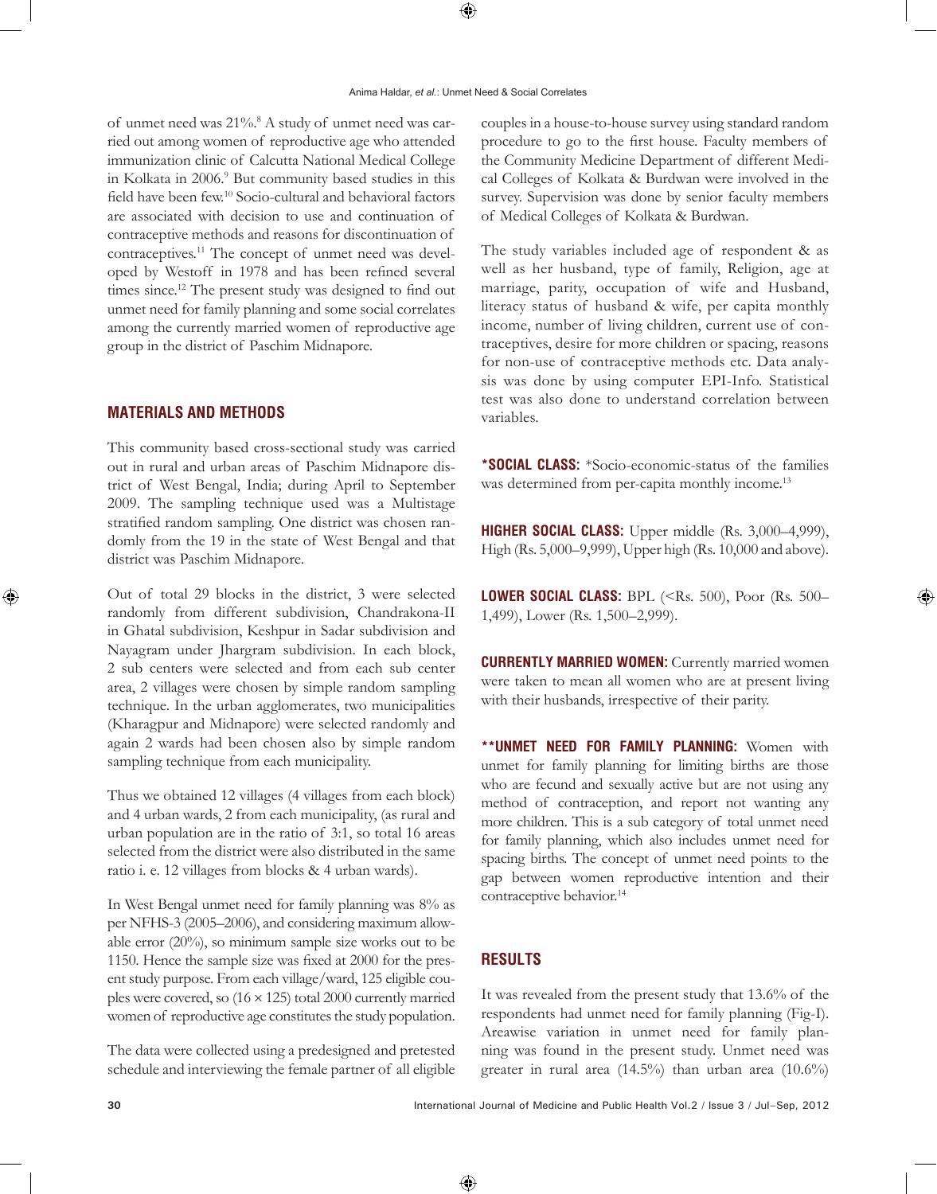of unmet need was 21%.[8] A study of unmet need was carried out among women of reproductive age who attended immunization clinic of Calcutta National Medical College in Kolkata in 2006.[9] But community based studies in this field have been few.[10] Socio-cultural and behavioral factors are associated with decision to use and continuation of contraceptive methods and reasons for discontinuation of contraceptives.[11] The concept of unmet need was developed by Westoff in 1978 and has been refined several times since.[12] The present study was designed to find out unmet need for family planning and some social correlates among the currently married women of reproductive age group in the district of Paschim Midnapore.

## MATERIALS AND METHODS

This community based cross-sectional study was carried out in rural and urban areas of Paschim Midnapore district of West Bengal, India; during April to September 2009. The sampling technique used was a Multistage stratified random sampling. One district was chosen randomly from the 19 in the state of West Bengal and that district was Paschim Midnapore.

Out of total 29 blocks in the district, 3 were selected randomly from different subdivision, Chandrakona-II in Ghatal subdivision, Keshpur in Sadar subdivision and Nayagram under Jhargram subdivision. In each block, 2 sub centers were selected and from each sub center area, 2 villages were chosen by simple random sampling technique. In the urban agglomerates, two municipalities (Kharagpur and Midnapore) were selected randomly and again 2 wards had been chosen also by simple random sampling technique from each municipality.

Thus we obtained 12 villages (4 villages from each block) and 4 urban wards, 2 from each municipality, (as rural and urban population are in the ratio of 3:1, so total 16 areas selected from the district were also distributed in the same ratio i. e. 12 villages from blocks & 4 urban wards).

In West Bengal unmet need for family planning was 8% as per NFHS-3 (2005–2006), and considering maximum allowable error (20%), so minimum sample size works out to be 1150. Hence the sample size was fixed at 2000 for the present study purpose. From each village/ward, 125 eligible couples were covered, so (16 × 125) total 2000 currently married women of reproductive age constitutes the study population.

The data were collected using a predesigned and pretested schedule and interviewing the female partner of all eligible couples in a house-to-house survey using standard random procedure to go to the first house. Faculty members of the Community Medicine Department of different Medical Colleges of Kolkata & Burdwan were involved in the survey. Supervision was done by senior faculty members of Medical Colleges of Kolkata & Burdwan.

The study variables included age of respondent & as well as her husband, type of family, Religion, age at marriage, parity, occupation of wife and Husband, literacy status of husband & wife, per capita monthly income, number of living children, current use of contraceptives, desire for more children or spacing, reasons for non-use of contraceptive methods etc. Data analysis was done by using computer EPI-Info. Statistical test was also done to understand correlation between variables.

**\*SOCIAL CLASS:** \*Socio-economic-status of the families was determined from per-capita monthly income.[13]

**HIGHER SOCIAL CLASS:** Upper middle (Rs. 3,000–4,999), High (Rs. 5,000–9,999), Upper high (Rs. 10,000 and above).

**LOWER SOCIAL CLASS:** BPL (<Rs. 500), Poor (Rs. 500–1,499), Lower (Rs. 1,500–2,999).

**CURRENTLY MARRIED WOMEN:** Currently married women were taken to mean all women who are at present living with their husbands, irrespective of their parity.

**\*\*UNMET NEED FOR FAMILY PLANNING:** Women with unmet for family planning for limiting births are those who are fecund and sexually active but are not using any method of contraception, and report not wanting any more children. This is a sub category of total unmet need for family planning, which also includes unmet need for spacing births. The concept of unmet need points to the gap between women reproductive intention and their contraceptive behavior.[14]

## RESULTS

It was revealed from the present study that 13.6% of the respondents had unmet need for family planning (Fig-I). Areawise variation in unmet need for family planning was found in the present study. Unmet need was greater in rural area (14.5%) than urban area (10.6%)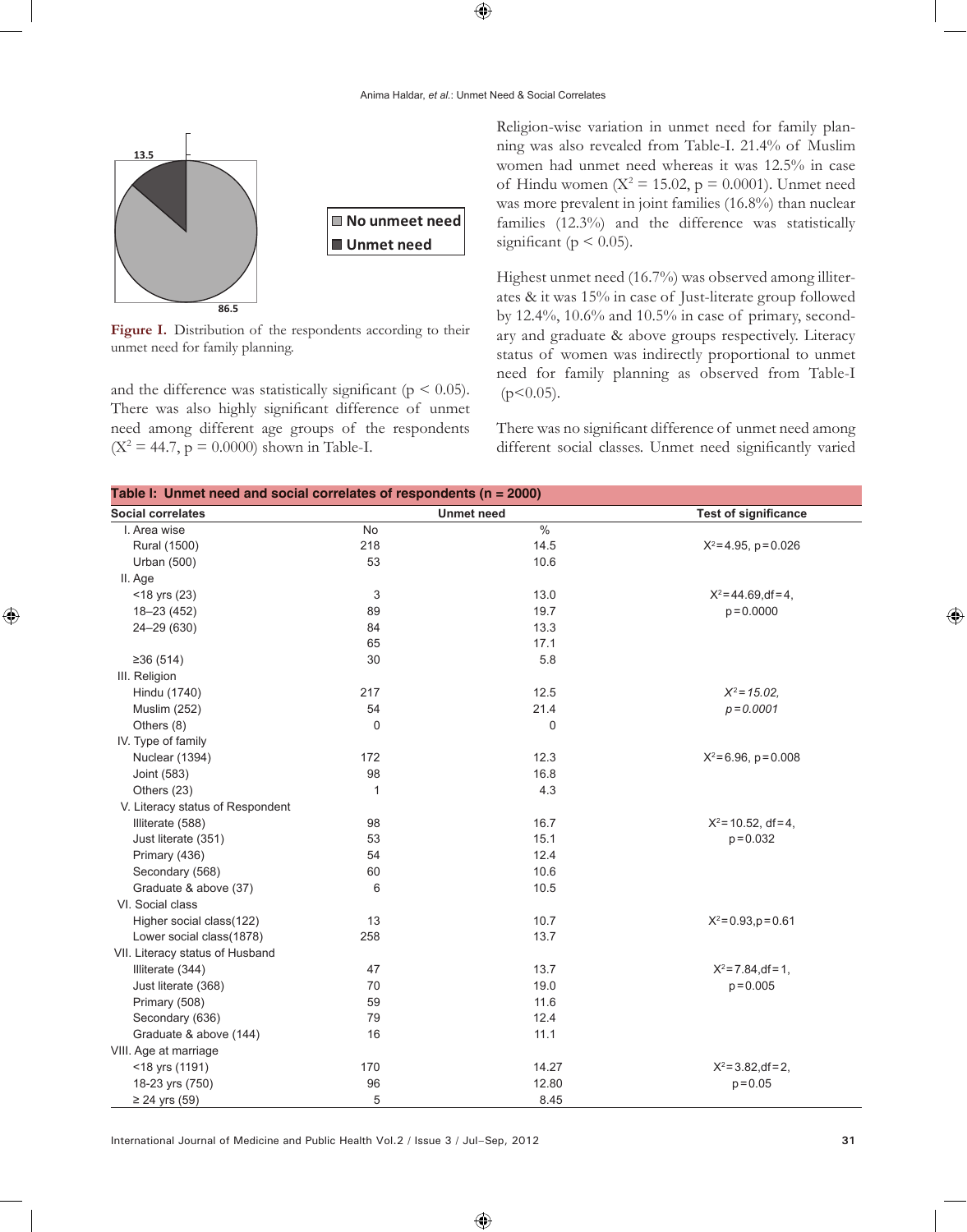Figure I. Distribution of the respondents according to their unmet need for family planning.

and the difference was statistically significant ($p < 0.05$). There was also highly significant difference of unmet need among different age groups of the respondents ($X^2 = 44.7$, $p = 0.0000$) shown in Table-I.

Religion-wise variation in unmet need for family planning was also revealed from Table-I. 21.4% of Muslim women had unmet need whereas it was 12.5% in case of Hindu women ($X^2 = 15.02$, $p = 0.0001$). Unmet need was more prevalent in joint families (16.8%) than nuclear families (12.3%) and the difference was statistically significant ($p < 0.05$).

Highest unmet need (16.7%) was observed among illiterates & it was 15% in case of Just-literate group followed by 12.4%, 10.6% and 10.5% in case of primary, secondary and graduate & above groups respectively. Literacy status of women was indirectly proportional to unmet need for family planning as observed from Table-I ($p<0.05$).

There was no significant difference of unmet need among different social classes. Unmet need significantly varied

**Table I: Unmet need and social correlates of respondents (n = 2000)**

| Social correlates | Unmet need No | Unmet need % | Test of significance |
|---|---|---|---|
| I. Area wise | | | |
| Rural (1500) | 218 | 14.5 | $X^2=4.95$, $p=0.026$ |
| Urban (500) | 53 | 10.6 | |
| II. Age | | | |
| <18 yrs (23) | 3 | 13.0 | $X^2=44.69$, df=4, |
| 18–23 yrs (452) | 89 | 19.7 | $p=0.0000$ |
| 24–29 (630) | 84 | 13.3 | |
| | 65 | 17.1 | |
| ≥36 (514) | 30 | 5.8 | |
| III. Religion | | | |
| Hindu (1740) | 217 | 12.5 | $X^2=15.02$, |
| Muslim (252) | 54 | 21.4 | $p=0.0001$ |
| Others (8) | 0 | 0 | |
| IV. Type of family | | | |
| Nuclear (1394) | 172 | 12.3 | $X^2=6.96$, $p=0.008$ |
| Joint (583) | 98 | 16.8 | |
| Others (23) | 1 | 4.3 | |
| V. Literacy status of Respondent | | | |
| Illiterate (588) | 98 | 16.7 | $X^2=10.52$, df=4, |
| Just literate (351) | 53 | 15.1 | $p=0.032$ |
| Primary (436) | 54 | 12.4 | |
| Secondary (568) | 60 | 10.6 | |
| Graduate & above (37) | 6 | 10.5 | |
| VI. Social class | | | |
| Higher social class(122) | 13 | 10.7 | $X^2=0.93$, $p=0.61$ |
| Lower social class(1878) | 258 | 13.7 | |
| VII. Literacy status of Husband | | | |
| Illiterate (344) | 47 | 13.7 | $X^2=7.84$, df=1, |
| Just literate (368) | 70 | 19.0 | $p=0.005$ |
| Primary (508) | 59 | 11.6 | |
| Secondary (636) | 79 | 12.4 | |
| Graduate & above (144) | 16 | 11.1 | |
| VIII. Age at marriage | | | |
| <18 yrs (1191) | 170 | 14.27 | $X^2=3.82$, df=2, |
| 18-23 yrs (750) | 96 | 12.80 | $p=0.05$ |
| ≥ 24 yrs (59) | 5 | 8.45 | |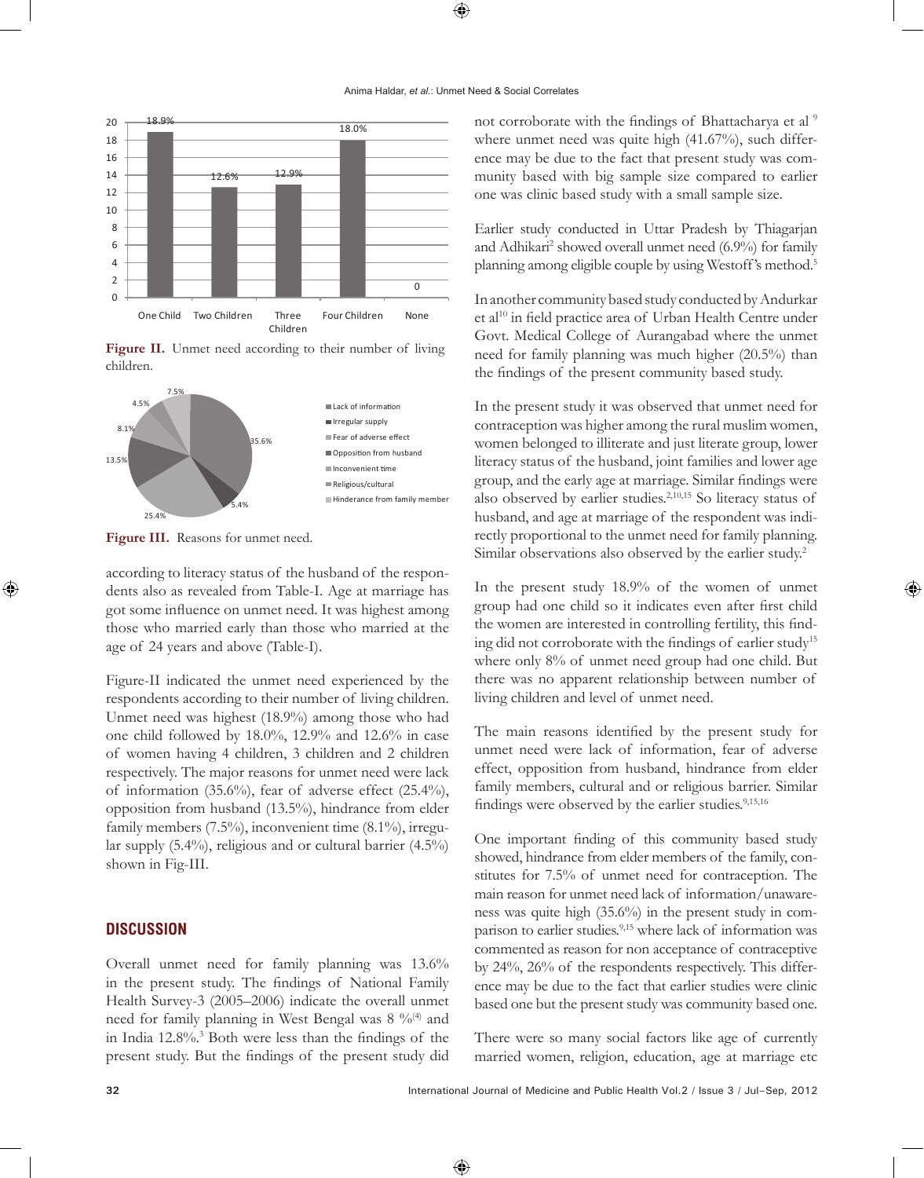**Figure II.** Unmet need according to their number of living children.

**Figure III.** Reasons for unmet need.

according to literacy status of the husband of the respondents also as revealed from Table-I. Age at marriage has got some influence on unmet need. It was highest among those who married early than those who married at the age of 24 years and above (Table-I).

Figure-II indicated the unmet need experienced by the respondents according to their number of living children. Unmet need was highest (18.9%) among those who had one child followed by 18.0%, 12.9% and 12.6% in case of women having 4 children, 3 children and 2 children respectively. The major reasons for unmet need were lack of information (35.6%), fear of adverse effect (25.4%), opposition from husband (13.5%), hindrance from elder family members (7.5%), inconvenient time (8.1%), irregular supply (5.4%), religious and or cultural barrier (4.5%) shown in Fig-III.

## DISCUSSION

Overall unmet need for family planning was 13.6% in the present study. The findings of National Family Health Survey-3 (2005–2006) indicate the overall unmet need for family planning in West Bengal was 8 %[4] and in India 12.8%.[3] Both were less than the findings of the present study. But the findings of the present study did not corroborate with the findings of Bhattacharya et al[9] where unmet need was quite high (41.67%), such difference may be due to the fact that present study was community based with big sample size compared to earlier one was clinic based study with a small sample size.

Earlier study conducted in Uttar Pradesh by Thiagarjan and Adhikari[2] showed overall unmet need (6.9%) for family planning among eligible couple by using Westoff's method.[5]

In another community based study conducted by Andurkar et al[10] in field practice area of Urban Health Centre under Govt. Medical College of Aurangabad where the unmet need for family planning was much higher (20.5%) than the findings of the present community based study.

In the present study it was observed that unmet need for contraception was higher among the rural muslim women, women belonged to illiterate and just literate group, lower literacy status of the husband, joint families and lower age group, and the early age at marriage. Similar findings were also observed by earlier studies.[2,10,15] So literacy status of husband, and age at marriage of the respondent was indirectly proportional to the unmet need for family planning. Similar observations also observed by the earlier study.[2]

In the present study 18.9% of the women of unmet group had one child so it indicates even after first child the women are interested in controlling fertility, this finding did not corroborate with the findings of earlier study[15] where only 8% of unmet need group had one child. But there was no apparent relationship between number of living children and level of unmet need.

The main reasons identified by the present study for unmet need were lack of information, fear of adverse effect, opposition from husband, hindrance from elder family members, cultural and or religious barrier. Similar findings were observed by the earlier studies.[9,15,16]

One important finding of this community based study showed, hindrance from elder members of the family, constitutes for 7.5% of unmet need for contraception. The main reason for unmet need lack of information/unawareness was quite high (35.6%) in the present study in comparison to earlier studies.[9,15] where lack of information was commented as reason for non acceptance of contraceptive by 24%, 26% of the respondents respectively. This difference may be due to the fact that earlier studies were clinic based one but the present study was community based one.

There were so many social factors like age of currently married women, religion, education, age at marriage etc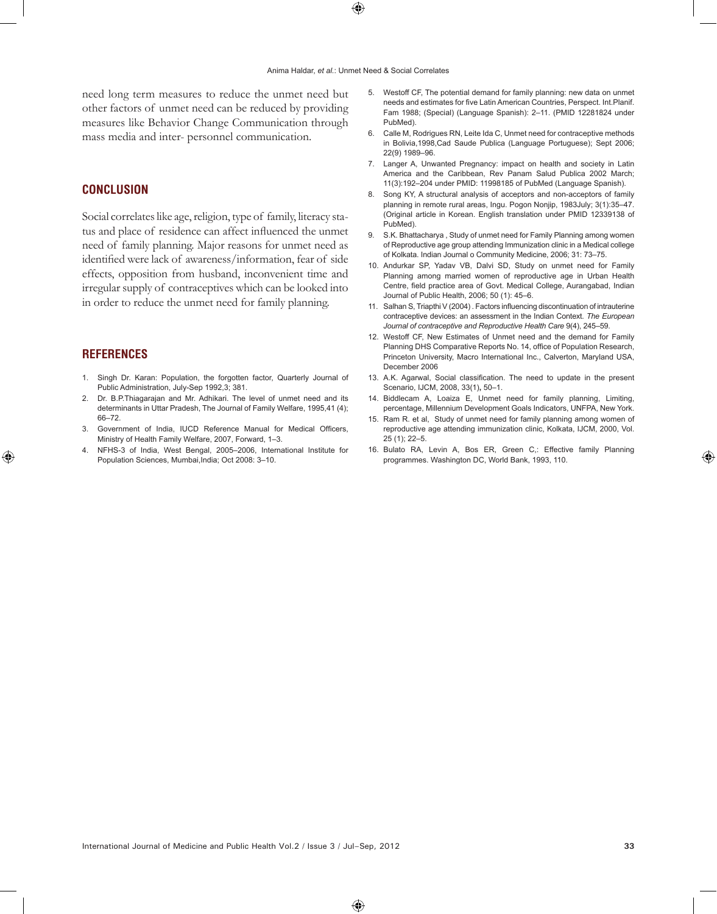need long term measures to reduce the unmet need but other factors of unmet need can be reduced by providing measures like Behavior Change Communication through mass media and inter- personnel communication.

## CONCLUSION

Social correlates like age, religion, type of family, literacy status and place of residence can affect influenced the unmet need of family planning. Major reasons for unmet need as identified were lack of awareness/information, fear of side effects, opposition from husband, inconvenient time and irregular supply of contraceptives which can be looked into in order to reduce the unmet need for family planning.

## REFERENCES

1. Singh Dr. Karan: Population, the forgotten factor, Quarterly Journal of Public Administration, July-Sep 1992,3; 381.
2. Dr. B.P.Thiagarajan and Mr. Adhikari. The level of unmet need and its determinants in Uttar Pradesh, The Journal of Family Welfare, 1995,41 (4); 66–72.
3. Government of India, IUCD Reference Manual for Medical Officers, Ministry of Health Family Welfare, 2007, Forward, 1–3.
4. NFHS-3 of India, West Bengal, 2005–2006, International Institute for Population Sciences, Mumbai,India; Oct 2008: 3–10.
5. Westoff CF, The potential demand for family planning: new data on unmet needs and estimates for five Latin American Countries, Perspect. Int.Planif. Fam 1988; (Special) (Language Spanish): 2–11. (PMID 12281824 under PubMed).
6. Calle M, Rodrigues RN, Leite Ida C, Unmet need for contraceptive methods in Bolivia,1998,Cad Saude Publica (Language Portuguese); Sept 2006; 22(9) 1989–96.
7. Langer A, Unwanted Pregnancy: impact on health and society in Latin America and the Caribbean, Rev Panam Salud Publica 2002 March; 11(3):192–204 under PMID: 11998185 of PubMed (Language Spanish).
8. Song KY, A structural analysis of acceptors and non-acceptors of family planning in remote rural areas, Ingu. Pogon Nonjip, 1983July; 3(1):35–47. (Original article in Korean. English translation under PMID 12339138 of PubMed).
9. S.K. Bhattacharya , Study of unmet need for Family Planning among women of Reproductive age group attending Immunization clinic in a Medical college of Kolkata. Indian Journal o Community Medicine, 2006; 31: 73–75.
10. Andurkar SP, Yadav VB, Dalvi SD, Study on unmet need for Family Planning among married women of reproductive age in Urban Health Centre, field practice area of Govt. Medical College, Aurangabad, Indian Journal of Public Health, 2006; 50 (1): 45–6.
11. Salhan S, Triapthi V (2004) . Factors influencing discontinuation of intrauterine contraceptive devices: an assessment in the Indian Context. *The European Journal of contraceptive and Reproductive Health Care* 9(4), 245–59.
12. Westoff CF, New Estimates of Unmet need and the demand for Family Planning DHS Comparative Reports No. 14, office of Population Research, Princeton University, Macro International Inc., Calverton, Maryland USA, December 2006
13. A.K. Agarwal, Social classification. The need to update in the present Scenario, IJCM, 2008, 33(1)**,** 50–1.
14. Biddlecam A, Loaiza E, Unmet need for family planning, Limiting, percentage, Millennium Development Goals Indicators, UNFPA, New York.
15. Ram R. et al, Study of unmet need for family planning among women of reproductive age attending immunization clinic, Kolkata, IJCM, 2000, Vol. 25 (1); 22–5.
16. Bulato RA, Levin A, Bos ER, Green C,: Effective family Planning programmes. Washington DC, World Bank, 1993, 110.